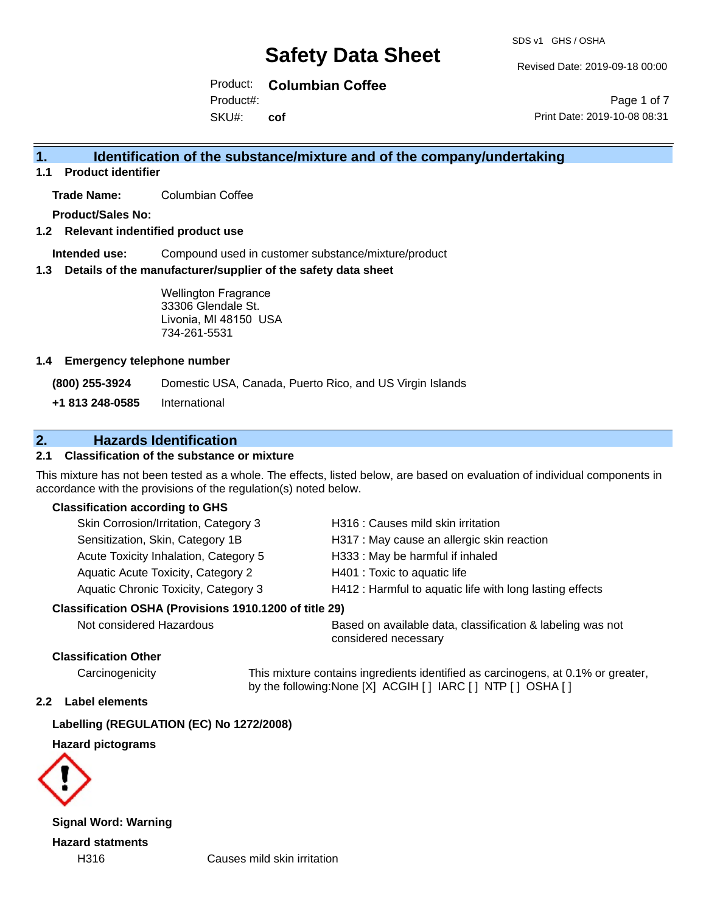# Safety Data Sheet

SDS v1 GHS / OSHA

Revised Date: 2019-09-18 00:00

Product: **Columbian Coffee**

Product#:

SKU#: **cof**

Print Date: 2019-10-08 08:31

## 1. Identification of the substance/mixture and of the company/undertaking

### 1.1 Product identifier

**Trade Name:** Columbian Coffee

**Product/Sales No:**

### 1.2 Relevant indentified product use

**Intended use:** Compound used in customer substance/mixture/product

### 1.3 Details of the manufacturer/supplier of the safety data sheet

Wellington Fragrance
33306 Glendale St.
Livonia, MI 48150 USA
734-261-5531

### 1.4 Emergency telephone number

| | |
|---|---|
| **(800) 255-3924** | Domestic USA, Canada, Puerto Rico, and US Virgin Islands |
| **+1 813 248-0585** | International |

## 2. Hazards Identification

### 2.1 Classification of the substance or mixture

This mixture has not been tested as a whole. The effects, listed below, are based on evaluation of individual components in accordance with the provisions of the regulation(s) noted below.

**Classification according to GHS**

| | |
|---|---|
| Skin Corrosion/Irritation, Category 3 | H316 : Causes mild skin irritation |
| Sensitization, Skin, Category 1B | H317 : May cause an allergic skin reaction |
| Acute Toxicity Inhalation, Category 5 | H333 : May be harmful if inhaled |
| Aquatic Acute Toxicity, Category 2 | H401 : Toxic to aquatic life |
| Aquatic Chronic Toxicity, Category 3 | H412 : Harmful to aquatic life with long lasting effects |

**Classification OSHA (Provisions 1910.1200 of title 29)**

Not considered Hazardous — Based on available data, classification & labeling was not considered necessary

**Classification Other**

Carcinogenicity — This mixture contains ingredients identified as carcinogens, at 0.1% or greater, by the following:None [X] ACGIH [ ] IARC [ ] NTP [ ] OSHA [ ]

### 2.2 Label elements

**Labelling (REGULATION (EC) No 1272/2008)**

**Hazard pictograms**

**Signal Word: Warning**

**Hazard statments**

H316 Causes mild skin irritation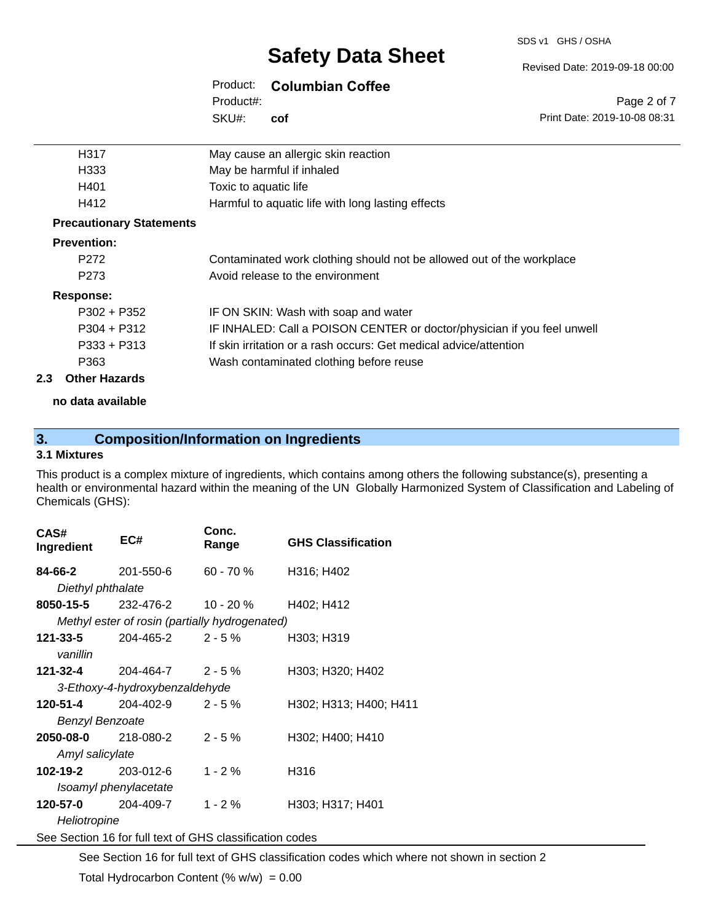| | |
|---|---|
| H317 | May cause an allergic skin reaction |
| H333 | May be harmful if inhaled |
| H401 | Toxic to aquatic life |
| H412 | Harmful to aquatic life with long lasting effects |

**Precautionary Statements**

**Prevention:**

| | |
|---|---|
| P272 | Contaminated work clothing should not be allowed out of the workplace |
| P273 | Avoid release to the environment |

**Response:**

| | |
|---|---|
| P302 + P352 | IF ON SKIN: Wash with soap and water |
| P304 + P312 | IF INHALED: Call a POISON CENTER or doctor/physician if you feel unwell |
| P333 + P313 | If skin irritation or a rash occurs: Get medical advice/attention |
| P363 | Wash contaminated clothing before reuse |

### 2.3 Other Hazards

**no data available**

## 3. Composition/Information on Ingredients

### 3.1 Mixtures

This product is a complex mixture of ingredients, which contains among others the following substance(s), presenting a health or environmental hazard within the meaning of the UN Globally Harmonized System of Classification and Labeling of Chemicals (GHS):

| CAS# Ingredient | EC# | Conc. Range | GHS Classification |
|---|---|---|---|
| **84-66-2** *Diethyl phthalate* | 201-550-6 | 60 - 70 % | H316; H402 |
| **8050-15-5** *Methyl ester of rosin (partially hydrogenated)* | 232-476-2 | 10 - 20 % | H402; H412 |
| **121-33-5** *vanillin* | 204-465-2 | 2 - 5 % | H303; H319 |
| **121-32-4** *3-Ethoxy-4-hydroxybenzaldehyde* | 204-464-7 | 2 - 5 % | H303; H320; H402 |
| **120-51-4** *Benzyl Benzoate* | 204-402-9 | 2 - 5 % | H302; H313; H400; H411 |
| **2050-08-0** *Amyl salicylate* | 218-080-2 | 2 - 5 % | H302; H400; H410 |
| **102-19-2** *Isoamyl phenylacetate* | 203-012-6 | 1 - 2 % | H316 |
| **120-57-0** *Heliotropine* | 204-409-7 | 1 - 2 % | H303; H317; H401 |

See Section 16 for full text of GHS classification codes

See Section 16 for full text of GHS classification codes which where not shown in section 2

Total Hydrocarbon Content (% w/w) = 0.00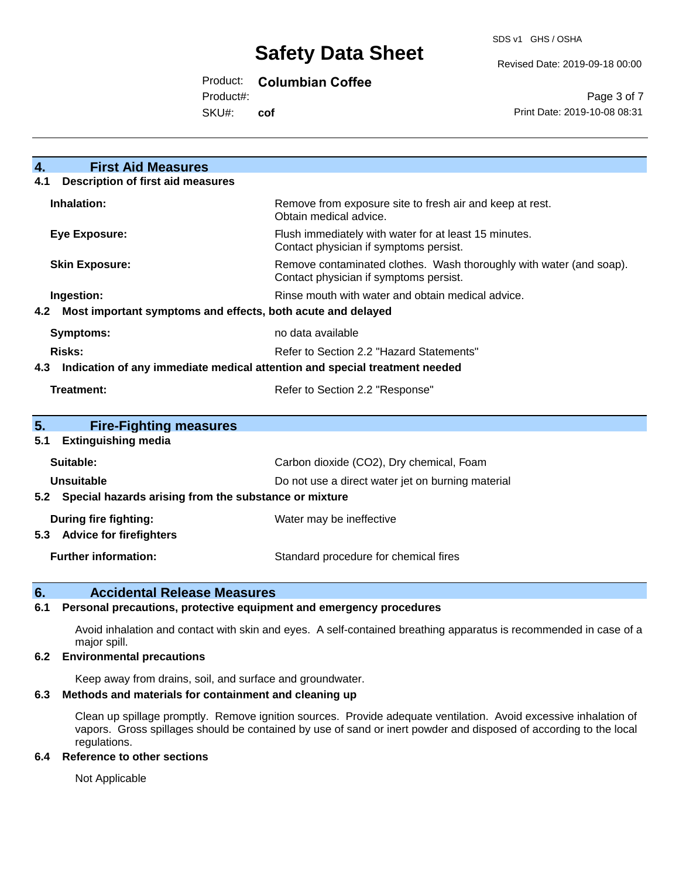## 4. First Aid Measures

### 4.1 Description of first aid measures

| | |
|---|---|
| **Inhalation:** | Remove from exposure site to fresh air and keep at rest. Obtain medical advice. |
| **Eye Exposure:** | Flush immediately with water for at least 15 minutes. Contact physician if symptoms persist. |
| **Skin Exposure:** | Remove contaminated clothes. Wash thoroughly with water (and soap). Contact physician if symptoms persist. |
| **Ingestion:** | Rinse mouth with water and obtain medical advice. |

### 4.2 Most important symptoms and effects, both acute and delayed

| | |
|---|---|
| **Symptoms:** | no data available |
| **Risks:** | Refer to Section 2.2 "Hazard Statements" |

### 4.3 Indication of any immediate medical attention and special treatment needed

| | |
|---|---|
| **Treatment:** | Refer to Section 2.2 "Response" |

## 5. Fire-Fighting measures

### 5.1 Extinguishing media

| | |
|---|---|
| **Suitable:** | Carbon dioxide ($CO_2$), Dry chemical, Foam |
| **Unsuitable** | Do not use a direct water jet on burning material |

### 5.2 Special hazards arising from the substance or mixture

| | |
|---|---|
| **During fire fighting:** | Water may be ineffective |

### 5.3 Advice for firefighters

| | |
|---|---|
| **Further information:** | Standard procedure for chemical fires |

## 6. Accidental Release Measures

### 6.1 Personal precautions, protective equipment and emergency procedures

Avoid inhalation and contact with skin and eyes. A self-contained breathing apparatus is recommended in case of a major spill.

### 6.2 Environmental precautions

Keep away from drains, soil, and surface and groundwater.

### 6.3 Methods and materials for containment and cleaning up

Clean up spillage promptly. Remove ignition sources. Provide adequate ventilation. Avoid excessive inhalation of vapors. Gross spillages should be contained by use of sand or inert powder and disposed of according to the local regulations.

### 6.4 Reference to other sections

Not Applicable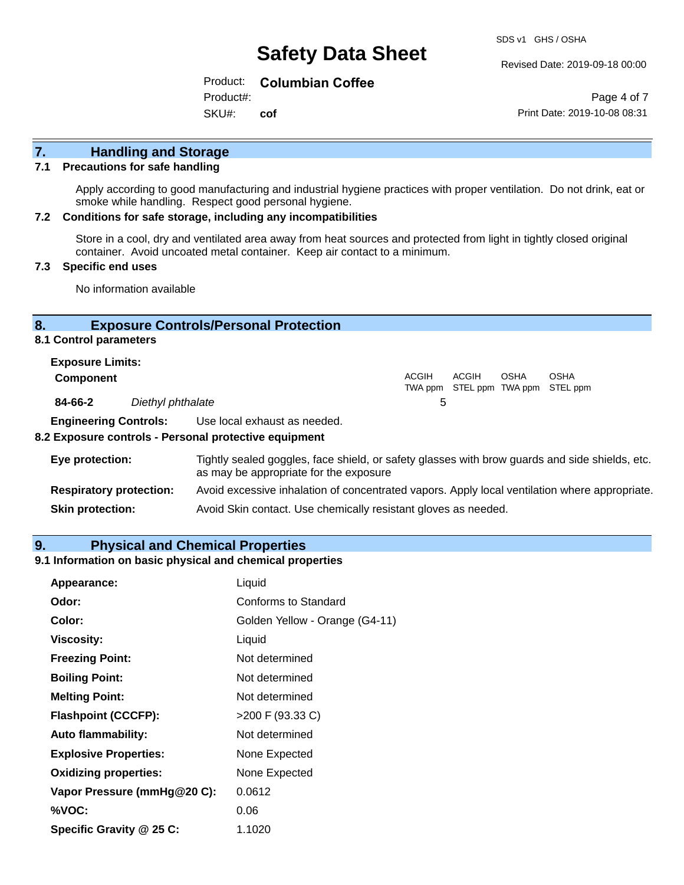## 7. Handling and Storage

### 7.1 Precautions for safe handling

Apply according to good manufacturing and industrial hygiene practices with proper ventilation. Do not drink, eat or smoke while handling. Respect good personal hygiene.

### 7.2 Conditions for safe storage, including any incompatibilities

Store in a cool, dry and ventilated area away from heat sources and protected from light in tightly closed original container. Avoid uncoated metal container. Keep air contact to a minimum.

### 7.3 Specific end uses

No information available

## 8. Exposure Controls/Personal Protection

### 8.1 Control parameters

**Exposure Limits:**

| Component | | ACGIH TWA ppm | ACGIH STEL ppm | OSHA TWA ppm | OSHA STEL ppm |
|---|---|---|---|---|---|
| **84-66-2** | *Diethyl phthalate* | 5 | | | |

**Engineering Controls:** Use local exhaust as needed.

### 8.2 Exposure controls - Personal protective equipment

**Eye protection:** Tightly sealed goggles, face shield, or safety glasses with brow guards and side shields, etc. as may be appropriate for the exposure

**Respiratory protection:** Avoid excessive inhalation of concentrated vapors. Apply local ventilation where appropriate.

**Skin protection:** Avoid Skin contact. Use chemically resistant gloves as needed.

## 9. Physical and Chemical Properties

### 9.1 Information on basic physical and chemical properties

| | |
|---|---|
| **Appearance:** | Liquid |
| **Odor:** | Conforms to Standard |
| **Color:** | Golden Yellow - Orange (G4-11) |
| **Viscosity:** | Liquid |
| **Freezing Point:** | Not determined |
| **Boiling Point:** | Not determined |
| **Melting Point:** | Not determined |
| **Flashpoint (CCCFP):** | >200 F (93.33 C) |
| **Auto flammability:** | Not determined |
| **Explosive Properties:** | None Expected |
| **Oxidizing properties:** | None Expected |
| **Vapor Pressure (mmHg@20 C):** | 0.0612 |
| **%VOC:** | 0.06 |
| **Specific Gravity @ 25 C:** | 1.1020 |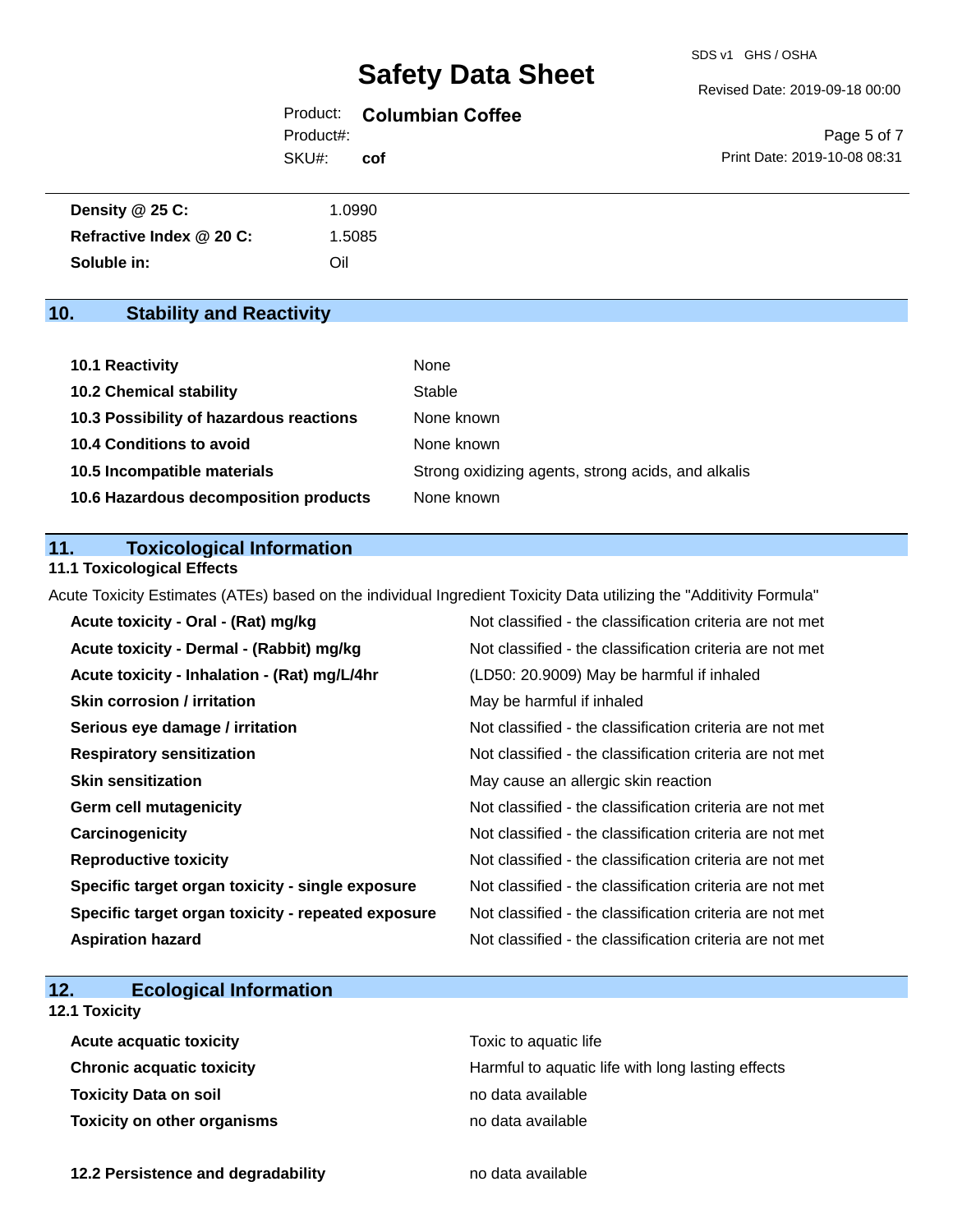| | |
|---|---|
| **Density @ 25 C:** | 1.0990 |
| **Refractive Index @ 20 C:** | 1.5085 |
| **Soluble in:** | Oil |

## 10. Stability and Reactivity

| | |
|---|---|
| **10.1 Reactivity** | None |
| **10.2 Chemical stability** | Stable |
| **10.3 Possibility of hazardous reactions** | None known |
| **10.4 Conditions to avoid** | None known |
| **10.5 Incompatible materials** | Strong oxidizing agents, strong acids, and alkalis |
| **10.6 Hazardous decomposition products** | None known |

## 11. Toxicological Information

### 11.1 Toxicological Effects

Acute Toxicity Estimates (ATEs) based on the individual Ingredient Toxicity Data utilizing the "Additivity Formula"

| | |
|---|---|
| **Acute toxicity - Oral - (Rat) mg/kg** | Not classified - the classification criteria are not met |
| **Acute toxicity - Dermal - (Rabbit) mg/kg** | Not classified - the classification criteria are not met |
| **Acute toxicity - Inhalation - (Rat) mg/L/4hr** | (LD50: 20.9009) May be harmful if inhaled |
| **Skin corrosion / irritation** | May be harmful if inhaled |
| **Serious eye damage / irritation** | Not classified - the classification criteria are not met |
| **Respiratory sensitization** | Not classified - the classification criteria are not met |
| **Skin sensitization** | May cause an allergic skin reaction |
| **Germ cell mutagenicity** | Not classified - the classification criteria are not met |
| **Carcinogenicity** | Not classified - the classification criteria are not met |
| **Reproductive toxicity** | Not classified - the classification criteria are not met |
| **Specific target organ toxicity - single exposure** | Not classified - the classification criteria are not met |
| **Specific target organ toxicity - repeated exposure** | Not classified - the classification criteria are not met |
| **Aspiration hazard** | Not classified - the classification criteria are not met |

## 12. Ecological Information

### 12.1 Toxicity

| | |
|---|---|
| **Acute acquatic toxicity** | Toxic to aquatic life |
| **Chronic acquatic toxicity** | Harmful to aquatic life with long lasting effects |
| **Toxicity Data on soil** | no data available |
| **Toxicity on other organisms** | no data available |

| | |
|---|---|
| **12.2 Persistence and degradability** | no data available |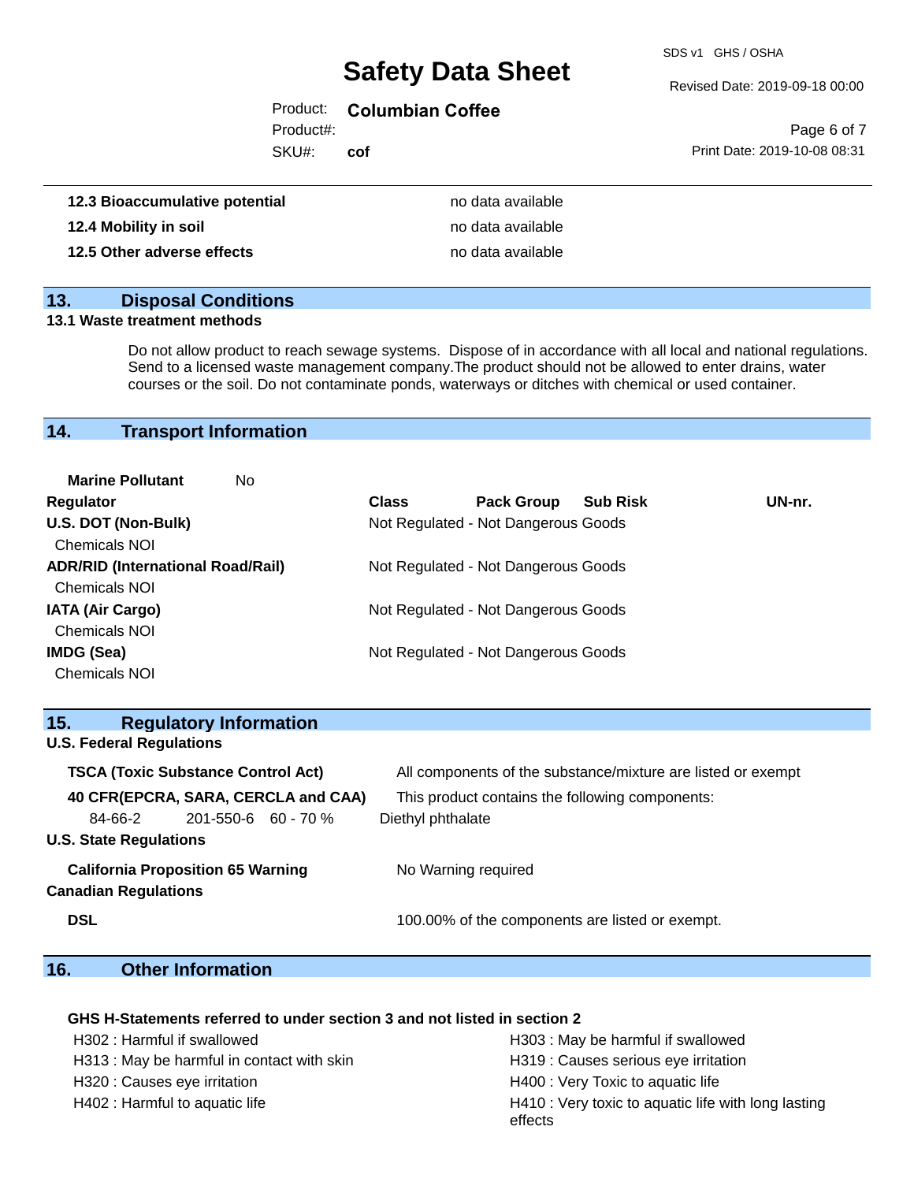| | |
|---|---|
| **12.3 Bioaccumulative potential** | no data available |
| **12.4 Mobility in soil** | no data available |
| **12.5 Other adverse effects** | no data available |

## 13. Disposal Conditions

**13.1 Waste treatment methods**

Do not allow product to reach sewage systems. Dispose of in accordance with all local and national regulations. Send to a licensed waste management company.The product should not be allowed to enter drains, water courses or the soil. Do not contaminate ponds, waterways or ditches with chemical or used container.

## 14. Transport Information

**Marine Pollutant** No

| Regulator | Class | Pack Group | Sub Risk | UN-nr. |
|---|---|---|---|---|
| **U.S. DOT (Non-Bulk)** | Not Regulated - Not Dangerous Goods | | | |
| Chemicals NOI | | | | |
| **ADR/RID (International Road/Rail)** | Not Regulated - Not Dangerous Goods | | | |
| Chemicals NOI | | | | |
| **IATA (Air Cargo)** | Not Regulated - Not Dangerous Goods | | | |
| Chemicals NOI | | | | |
| **IMDG (Sea)** | Not Regulated - Not Dangerous Goods | | | |
| Chemicals NOI | | | | |

## 15. Regulatory Information

**U.S. Federal Regulations**

**TSCA (Toxic Substance Control Act)** — All components of the substance/mixture are listed or exempt

**40 CFR(EPCRA, SARA, CERCLA and CAA)** — This product contains the following components:

| CAS | EC | % | Name |
|---|---|---|---|
| 84-66-2 | 201-550-6 | 60 - 70 % | Diethyl phthalate |

**U.S. State Regulations**

**California Proposition 65 Warning** — No Warning required

**Canadian Regulations**

**DSL** — 100.00% of the components are listed or exempt.

## 16. Other Information

**GHS H-Statements referred to under section 3 and not listed in section 2**

- H302 : Harmful if swallowed
- H303 : May be harmful if swallowed
- H313 : May be harmful in contact with skin
- H319 : Causes serious eye irritation
- H320 : Causes eye irritation
- H400 : Very Toxic to aquatic life
- H402 : Harmful to aquatic life
- H410 : Very toxic to aquatic life with long lasting effects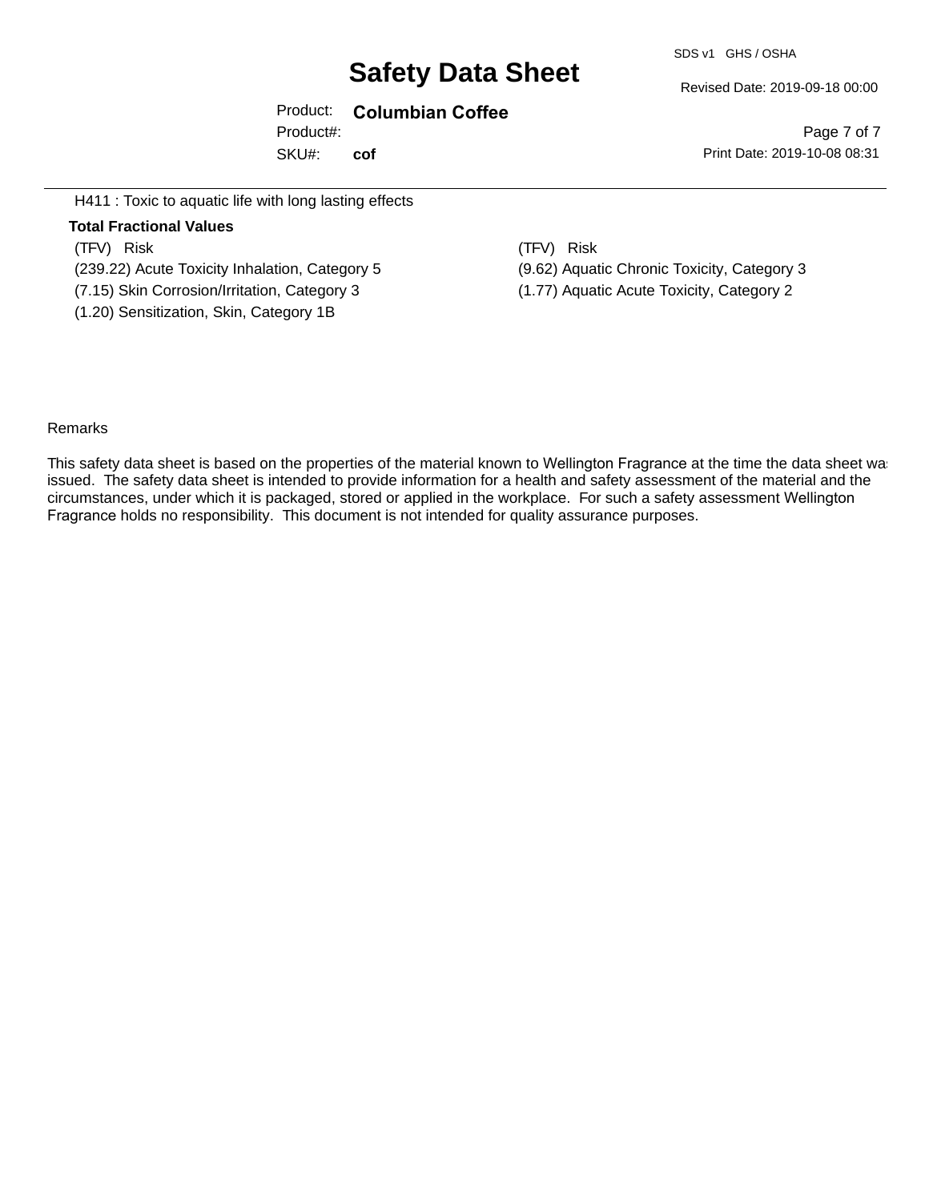H411 : Toxic to aquatic life with long lasting effects

**Total Fractional Values**

(TFV) Risk

(239.22) Acute Toxicity Inhalation, Category 5

(7.15) Skin Corrosion/Irritation, Category 3

(1.20) Sensitization, Skin, Category 1B

(TFV) Risk

(9.62) Aquatic Chronic Toxicity, Category 3

(1.77) Aquatic Acute Toxicity, Category 2

Remarks

This safety data sheet is based on the properties of the material known to Wellington Fragrance at the time the data sheet was issued. The safety data sheet is intended to provide information for a health and safety assessment of the material and the circumstances, under which it is packaged, stored or applied in the workplace. For such a safety assessment Wellington Fragrance holds no responsibility. This document is not intended for quality assurance purposes.